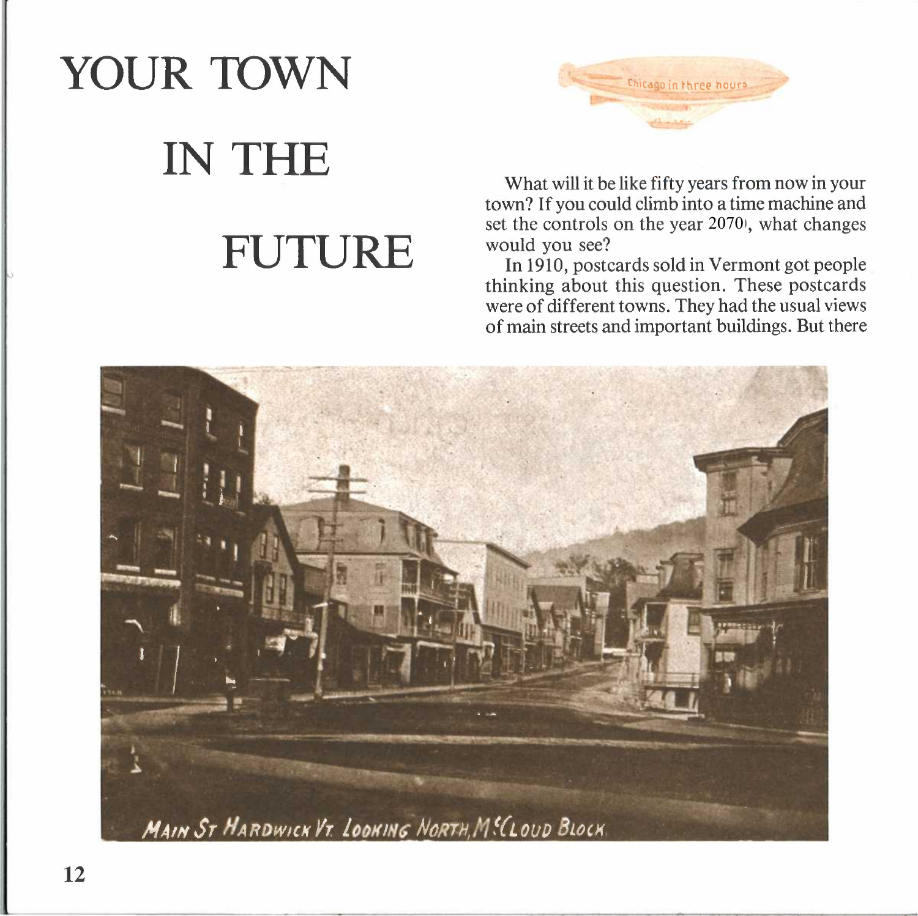# YOUR TOWN IN THE FUTURE

What will it be like fifty years from now in your town? If you could climb into a time machine and set the controls on the year 2070, what changes would you see?

In 1910, postcards sold in Vermont got people thinking about this question. These postcards were of different towns. They had the usual views of main streets and important buildings. But there

MAIN ST HARDWICK VT. LOOKING NORTH, M<sup></sup>CLOUD BLOCK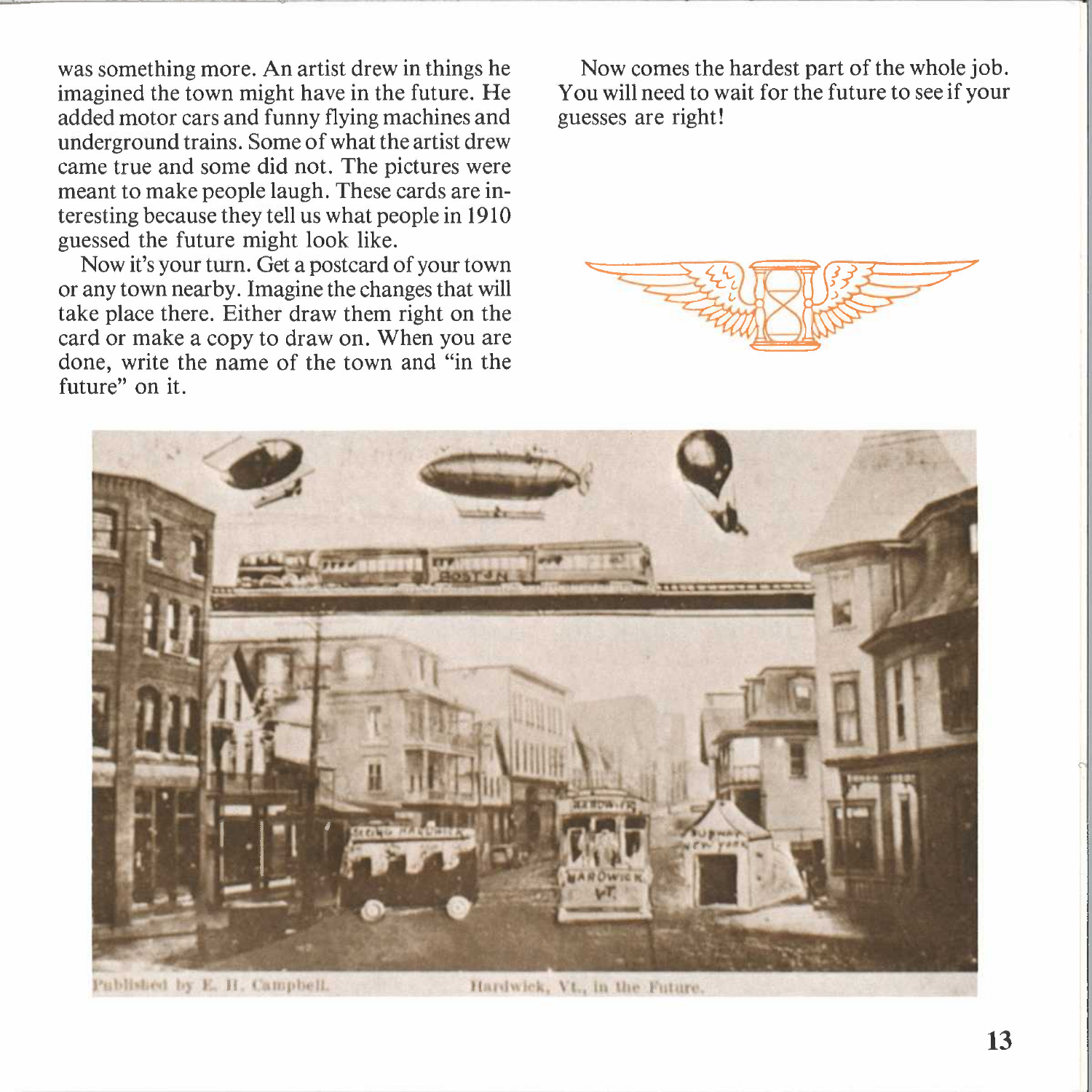was something more. An artist drew in things he imagined the town might have in the future. He added motor cars and funny flying machines and underground trains. Some of what the artist drew came true and some did not. The pictures were meant to make people laugh. These cards are interesting because they tell us what people in 1910 guessed the future might look like.

Now it's your turn. Get a postcard of your town or any town nearby. Imagine the changes that will take place there. Either draw them right on the card or make a copy to draw on. When you are done, write the name of the town and "in the future" on it.

Now comes the hardest part of the whole job. You will need to wait for the future to see if your guesses are right!

Published by E. H. Campbell. Hardwick, Vt., in the Future.